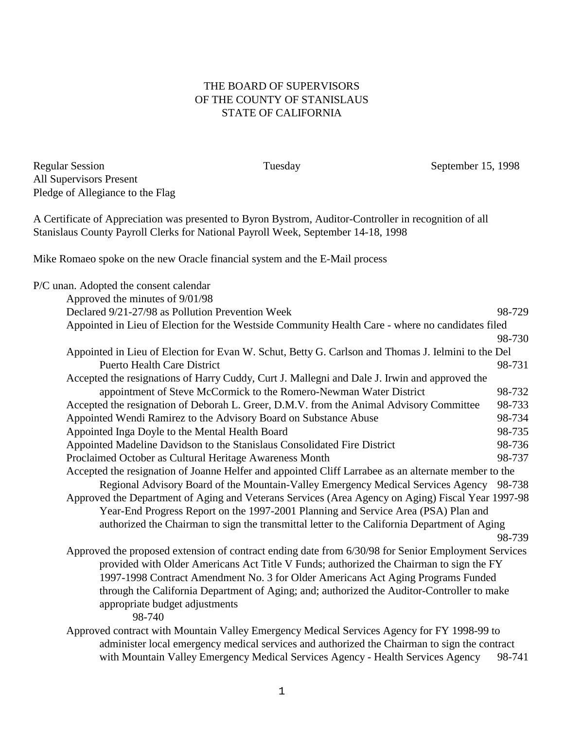THE BOARD OF SUPERVISORS
OF THE COUNTY OF STANISLAUS
STATE OF CALIFORNIA

Regular Session Tuesday September 15, 1998
All Supervisors Present
Pledge of Allegiance to the Flag

A Certificate of Appreciation was presented to Byron Bystrom, Auditor-Controller in recognition of all Stanislaus County Payroll Clerks for National Payroll Week, September 14-18, 1998

Mike Romaeo spoke on the new Oracle financial system and the E-Mail process

P/C unan. Adopted the consent calendar

- Approved the minutes of 9/01/98
- Declared 9/21-27/98 as Pollution Prevention Week 98-729
- Appointed in Lieu of Election for the Westside Community Health Care - where no candidates filed 98-730
- Appointed in Lieu of Election for Evan W. Schut, Betty G. Carlson and Thomas J. Ielmini to the Del Puerto Health Care District 98-731
- Accepted the resignations of Harry Cuddy, Curt J. Mallegni and Dale J. Irwin and approved the appointment of Steve McCormick to the Romero-Newman Water District 98-732
- Accepted the resignation of Deborah L. Greer, D.M.V. from the Animal Advisory Committee 98-733
- Appointed Wendi Ramirez to the Advisory Board on Substance Abuse 98-734
- Appointed Inga Doyle to the Mental Health Board 98-735
- Appointed Madeline Davidson to the Stanislaus Consolidated Fire District 98-736
- Proclaimed October as Cultural Heritage Awareness Month 98-737
- Accepted the resignation of Joanne Helfer and appointed Cliff Larrabee as an alternate member to the Regional Advisory Board of the Mountain-Valley Emergency Medical Services Agency 98-738
- Approved the Department of Aging and Veterans Services (Area Agency on Aging) Fiscal Year 1997-98 Year-End Progress Report on the 1997-2001 Planning and Service Area (PSA) Plan and authorized the Chairman to sign the transmittal letter to the California Department of Aging 98-739
- Approved the proposed extension of contract ending date from 6/30/98 for Senior Employment Services provided with Older Americans Act Title V Funds; authorized the Chairman to sign the FY 1997-1998 Contract Amendment No. 3 for Older Americans Act Aging Programs Funded through the California Department of Aging; and; authorized the Auditor-Controller to make appropriate budget adjustments 98-740
- Approved contract with Mountain Valley Emergency Medical Services Agency for FY 1998-99 to administer local emergency medical services and authorized the Chairman to sign the contract with Mountain Valley Emergency Medical Services Agency - Health Services Agency 98-741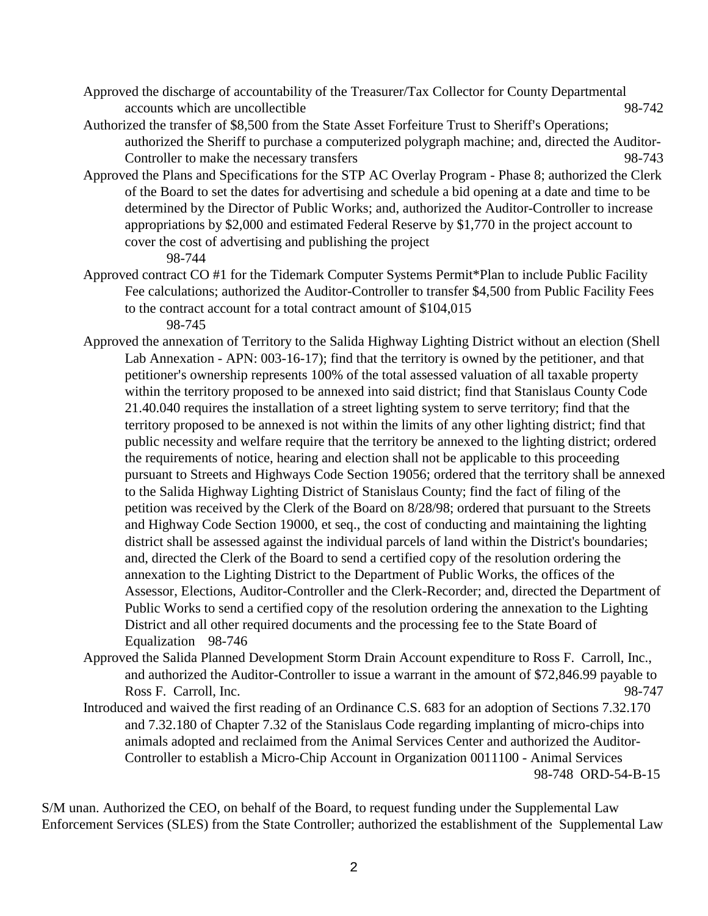Approved the discharge of accountability of the Treasurer/Tax Collector for County Departmental accounts which are uncollectible 98-742

Authorized the transfer of $8,500 from the State Asset Forfeiture Trust to Sheriff's Operations; authorized the Sheriff to purchase a computerized polygraph machine; and, directed the Auditor-Controller to make the necessary transfers 98-743

Approved the Plans and Specifications for the STP AC Overlay Program - Phase 8; authorized the Clerk of the Board to set the dates for advertising and schedule a bid opening at a date and time to be determined by the Director of Public Works; and, authorized the Auditor-Controller to increase appropriations by $2,000 and estimated Federal Reserve by $1,770 in the project account to cover the cost of advertising and publishing the project 98-744

Approved contract CO #1 for the Tidemark Computer Systems Permit*Plan to include Public Facility Fee calculations; authorized the Auditor-Controller to transfer $4,500 from Public Facility Fees to the contract account for a total contract amount of $104,015 98-745

Approved the annexation of Territory to the Salida Highway Lighting District without an election (Shell Lab Annexation - APN: 003-16-17); find that the territory is owned by the petitioner, and that petitioner's ownership represents 100% of the total assessed valuation of all taxable property within the territory proposed to be annexed into said district; find that Stanislaus County Code 21.40.040 requires the installation of a street lighting system to serve territory; find that the territory proposed to be annexed is not within the limits of any other lighting district; find that public necessity and welfare require that the territory be annexed to the lighting district; ordered the requirements of notice, hearing and election shall not be applicable to this proceeding pursuant to Streets and Highways Code Section 19056; ordered that the territory shall be annexed to the Salida Highway Lighting District of Stanislaus County; find the fact of filing of the petition was received by the Clerk of the Board on 8/28/98; ordered that pursuant to the Streets and Highway Code Section 19000, et seq., the cost of conducting and maintaining the lighting district shall be assessed against the individual parcels of land within the District's boundaries; and, directed the Clerk of the Board to send a certified copy of the resolution ordering the annexation to the Lighting District to the Department of Public Works, the offices of the Assessor, Elections, Auditor-Controller and the Clerk-Recorder; and, directed the Department of Public Works to send a certified copy of the resolution ordering the annexation to the Lighting District and all other required documents and the processing fee to the State Board of Equalization 98-746

Approved the Salida Planned Development Storm Drain Account expenditure to Ross F. Carroll, Inc., and authorized the Auditor-Controller to issue a warrant in the amount of $72,846.99 payable to Ross F. Carroll, Inc. 98-747

Introduced and waived the first reading of an Ordinance C.S. 683 for an adoption of Sections 7.32.170 and 7.32.180 of Chapter 7.32 of the Stanislaus Code regarding implanting of micro-chips into animals adopted and reclaimed from the Animal Services Center and authorized the Auditor-Controller to establish a Micro-Chip Account in Organization 0011100 - Animal Services 98-748 ORD-54-B-15

S/M unan. Authorized the CEO, on behalf of the Board, to request funding under the Supplemental Law Enforcement Services (SLES) from the State Controller; authorized the establishment of the Supplemental Law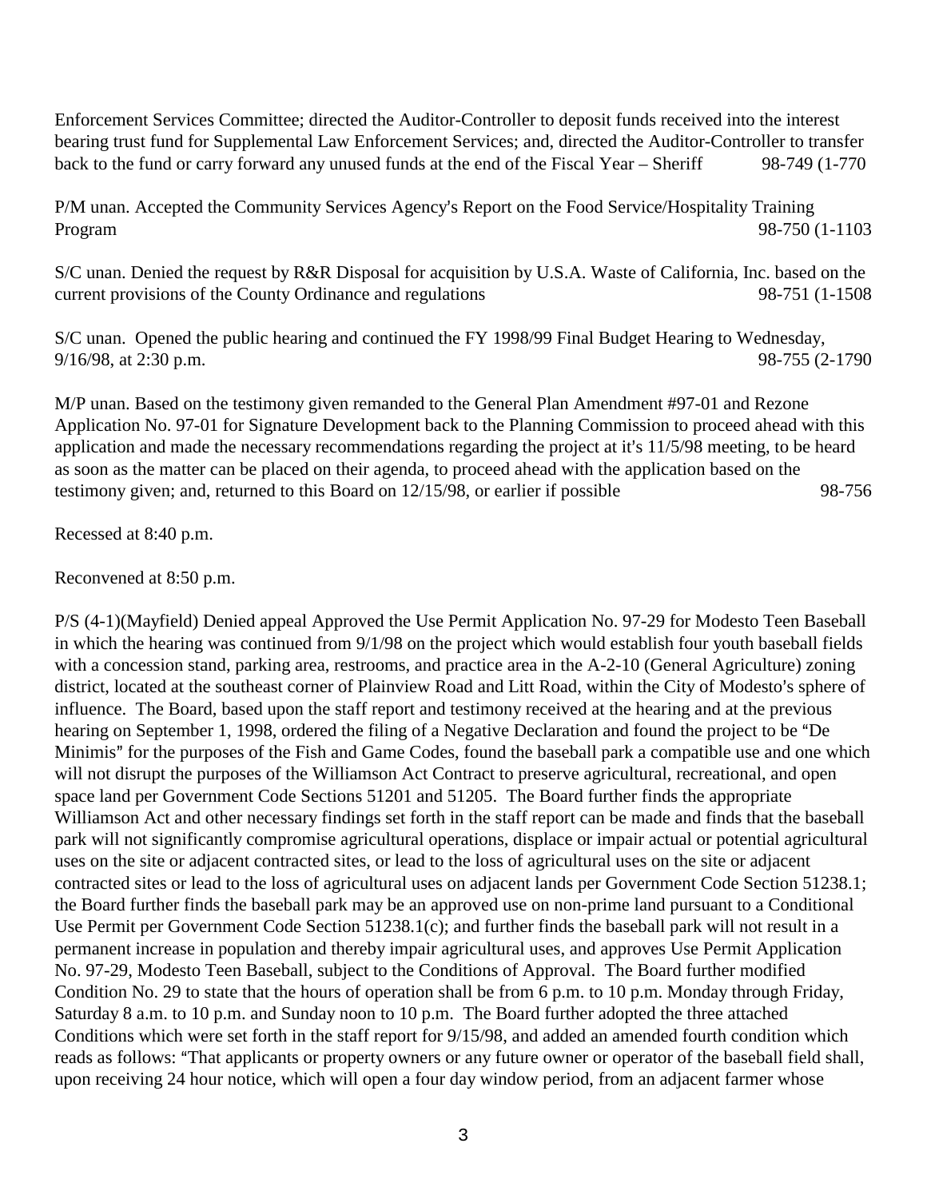Enforcement Services Committee; directed the Auditor-Controller to deposit funds received into the interest bearing trust fund for Supplemental Law Enforcement Services; and, directed the Auditor-Controller to transfer back to the fund or carry forward any unused funds at the end of the Fiscal Year – Sheriff 98-749 (1-770

P/M unan. Accepted the Community Services Agency's Report on the Food Service/Hospitality Training Program 98-750 (1-1103

S/C unan. Denied the request by R&R Disposal for acquisition by U.S.A. Waste of California, Inc. based on the current provisions of the County Ordinance and regulations 98-751 (1-1508

S/C unan. Opened the public hearing and continued the FY 1998/99 Final Budget Hearing to Wednesday, 9/16/98, at 2:30 p.m. 98-755 (2-1790

M/P unan. Based on the testimony given remanded to the General Plan Amendment #97-01 and Rezone Application No. 97-01 for Signature Development back to the Planning Commission to proceed ahead with this application and made the necessary recommendations regarding the project at it's 11/5/98 meeting, to be heard as soon as the matter can be placed on their agenda, to proceed ahead with the application based on the testimony given; and, returned to this Board on 12/15/98, or earlier if possible 98-756

Recessed at 8:40 p.m.

Reconvened at 8:50 p.m.

P/S (4-1)(Mayfield) Denied appeal Approved the Use Permit Application No. 97-29 for Modesto Teen Baseball in which the hearing was continued from 9/1/98 on the project which would establish four youth baseball fields with a concession stand, parking area, restrooms, and practice area in the A-2-10 (General Agriculture) zoning district, located at the southeast corner of Plainview Road and Litt Road, within the City of Modesto's sphere of influence. The Board, based upon the staff report and testimony received at the hearing and at the previous hearing on September 1, 1998, ordered the filing of a Negative Declaration and found the project to be "De Minimis" for the purposes of the Fish and Game Codes, found the baseball park a compatible use and one which will not disrupt the purposes of the Williamson Act Contract to preserve agricultural, recreational, and open space land per Government Code Sections 51201 and 51205. The Board further finds the appropriate Williamson Act and other necessary findings set forth in the staff report can be made and finds that the baseball park will not significantly compromise agricultural operations, displace or impair actual or potential agricultural uses on the site or adjacent contracted sites, or lead to the loss of agricultural uses on the site or adjacent contracted sites or lead to the loss of agricultural uses on adjacent lands per Government Code Section 51238.1; the Board further finds the baseball park may be an approved use on non-prime land pursuant to a Conditional Use Permit per Government Code Section 51238.1(c); and further finds the baseball park will not result in a permanent increase in population and thereby impair agricultural uses, and approves Use Permit Application No. 97-29, Modesto Teen Baseball, subject to the Conditions of Approval. The Board further modified Condition No. 29 to state that the hours of operation shall be from 6 p.m. to 10 p.m. Monday through Friday, Saturday 8 a.m. to 10 p.m. and Sunday noon to 10 p.m. The Board further adopted the three attached Conditions which were set forth in the staff report for 9/15/98, and added an amended fourth condition which reads as follows: "That applicants or property owners or any future owner or operator of the baseball field shall, upon receiving 24 hour notice, which will open a four day window period, from an adjacent farmer whose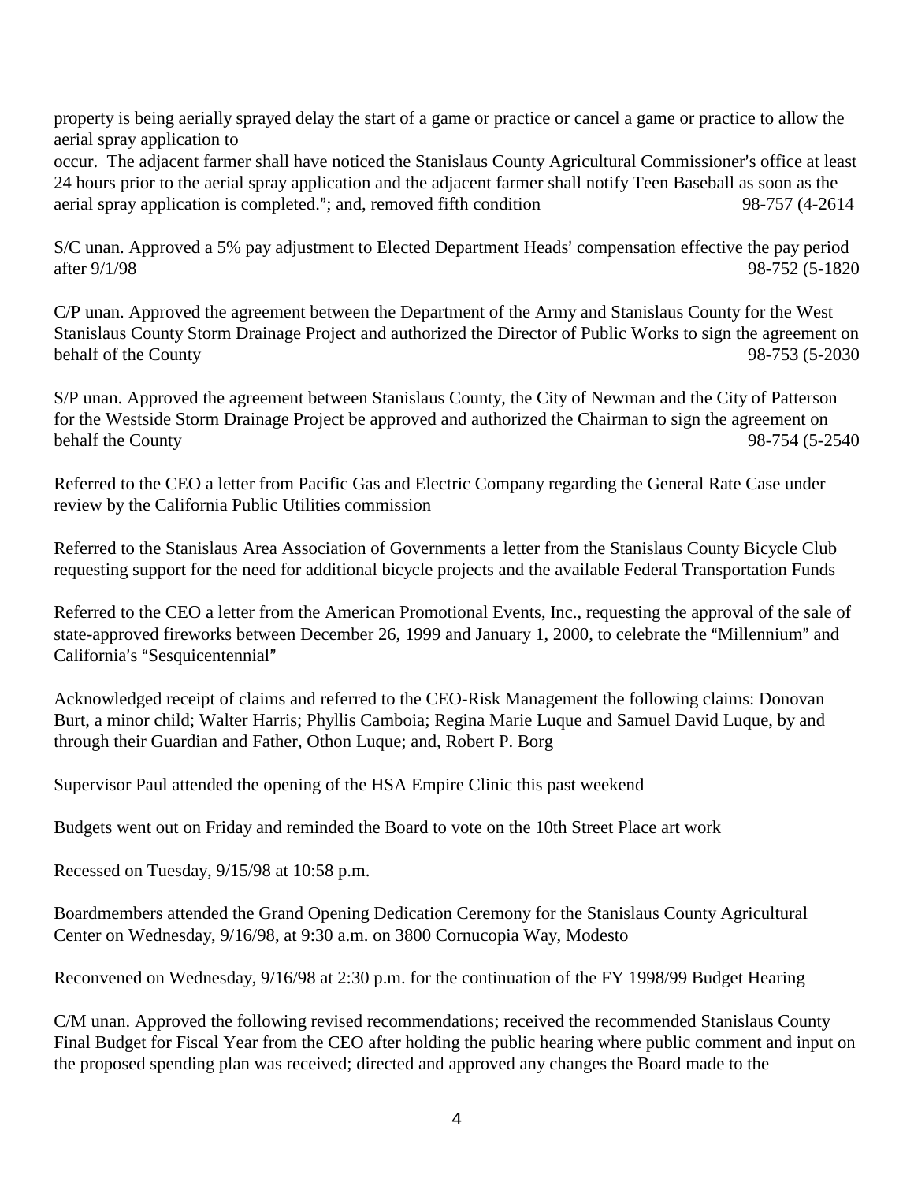property is being aerially sprayed delay the start of a game or practice or cancel a game or practice to allow the aerial spray application to
occur. The adjacent farmer shall have noticed the Stanislaus County Agricultural Commissioner's office at least 24 hours prior to the aerial spray application and the adjacent farmer shall notify Teen Baseball as soon as the aerial spray application is completed."; and, removed fifth condition 98-757 (4-2614

S/C unan. Approved a 5% pay adjustment to Elected Department Heads' compensation effective the pay period after 9/1/98 98-752 (5-1820

C/P unan. Approved the agreement between the Department of the Army and Stanislaus County for the West Stanislaus County Storm Drainage Project and authorized the Director of Public Works to sign the agreement on behalf of the County 98-753 (5-2030

S/P unan. Approved the agreement between Stanislaus County, the City of Newman and the City of Patterson for the Westside Storm Drainage Project be approved and authorized the Chairman to sign the agreement on behalf the County 98-754 (5-2540

Referred to the CEO a letter from Pacific Gas and Electric Company regarding the General Rate Case under review by the California Public Utilities commission

Referred to the Stanislaus Area Association of Governments a letter from the Stanislaus County Bicycle Club requesting support for the need for additional bicycle projects and the available Federal Transportation Funds

Referred to the CEO a letter from the American Promotional Events, Inc., requesting the approval of the sale of state-approved fireworks between December 26, 1999 and January 1, 2000, to celebrate the "Millennium" and California's "Sesquicentennial"

Acknowledged receipt of claims and referred to the CEO-Risk Management the following claims: Donovan Burt, a minor child; Walter Harris; Phyllis Camboia; Regina Marie Luque and Samuel David Luque, by and through their Guardian and Father, Othon Luque; and, Robert P. Borg

Supervisor Paul attended the opening of the HSA Empire Clinic this past weekend

Budgets went out on Friday and reminded the Board to vote on the 10th Street Place art work

Recessed on Tuesday, 9/15/98 at 10:58 p.m.

Boardmembers attended the Grand Opening Dedication Ceremony for the Stanislaus County Agricultural Center on Wednesday, 9/16/98, at 9:30 a.m. on 3800 Cornucopia Way, Modesto

Reconvened on Wednesday, 9/16/98 at 2:30 p.m. for the continuation of the FY 1998/99 Budget Hearing

C/M unan. Approved the following revised recommendations; received the recommended Stanislaus County Final Budget for Fiscal Year from the CEO after holding the public hearing where public comment and input on the proposed spending plan was received; directed and approved any changes the Board made to the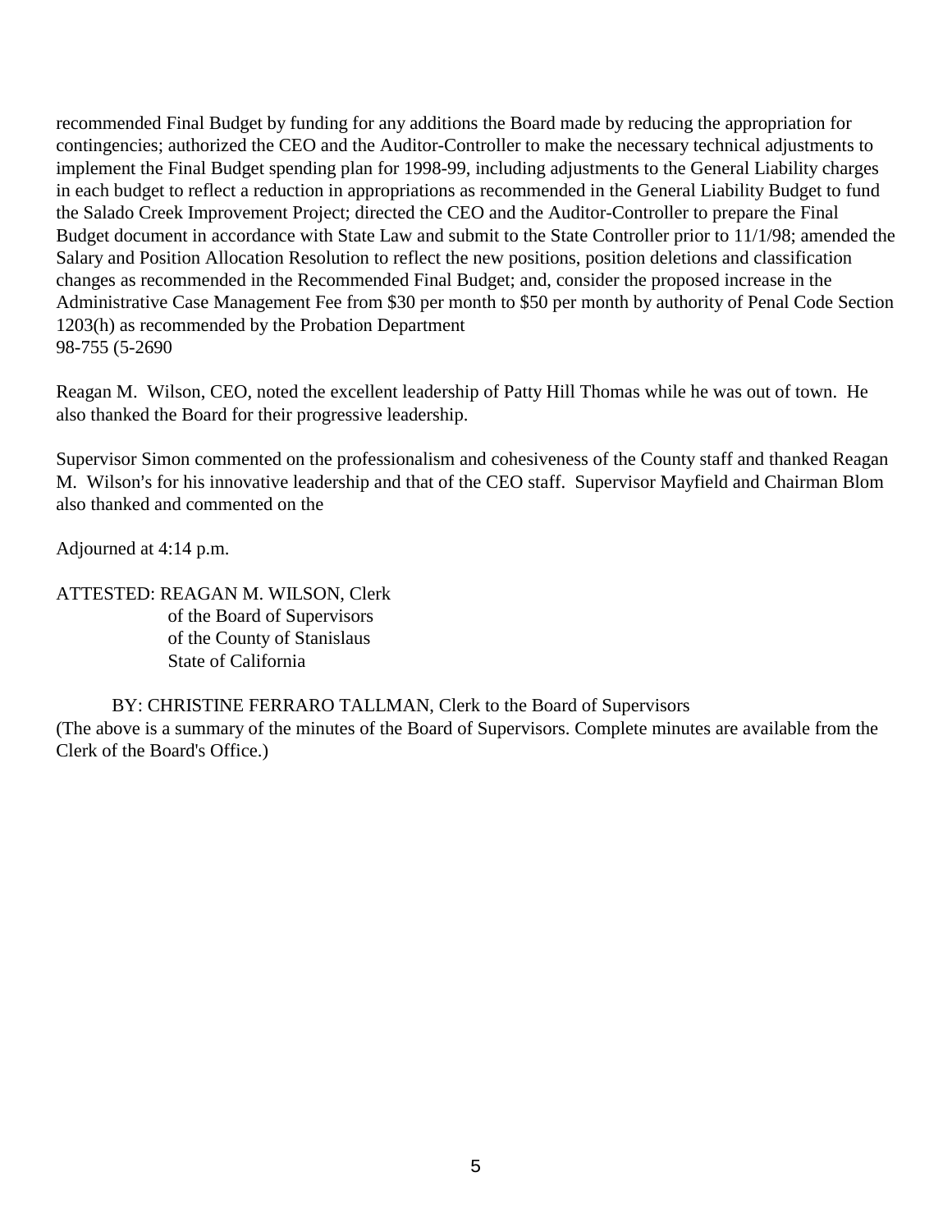recommended Final Budget by funding for any additions the Board made by reducing the appropriation for contingencies; authorized the CEO and the Auditor-Controller to make the necessary technical adjustments to implement the Final Budget spending plan for 1998-99, including adjustments to the General Liability charges in each budget to reflect a reduction in appropriations as recommended in the General Liability Budget to fund the Salado Creek Improvement Project; directed the CEO and the Auditor-Controller to prepare the Final Budget document in accordance with State Law and submit to the State Controller prior to 11/1/98; amended the Salary and Position Allocation Resolution to reflect the new positions, position deletions and classification changes as recommended in the Recommended Final Budget; and, consider the proposed increase in the Administrative Case Management Fee from $30 per month to $50 per month by authority of Penal Code Section 1203(h) as recommended by the Probation Department
98-755 (5-2690

Reagan M. Wilson, CEO, noted the excellent leadership of Patty Hill Thomas while he was out of town. He also thanked the Board for their progressive leadership.

Supervisor Simon commented on the professionalism and cohesiveness of the County staff and thanked Reagan M. Wilson's for his innovative leadership and that of the CEO staff. Supervisor Mayfield and Chairman Blom also thanked and commented on the

Adjourned at 4:14 p.m.

ATTESTED: REAGAN M. WILSON, Clerk
of the Board of Supervisors
of the County of Stanislaus
State of California

BY: CHRISTINE FERRARO TALLMAN, Clerk to the Board of Supervisors
(The above is a summary of the minutes of the Board of Supervisors. Complete minutes are available from the Clerk of the Board's Office.)